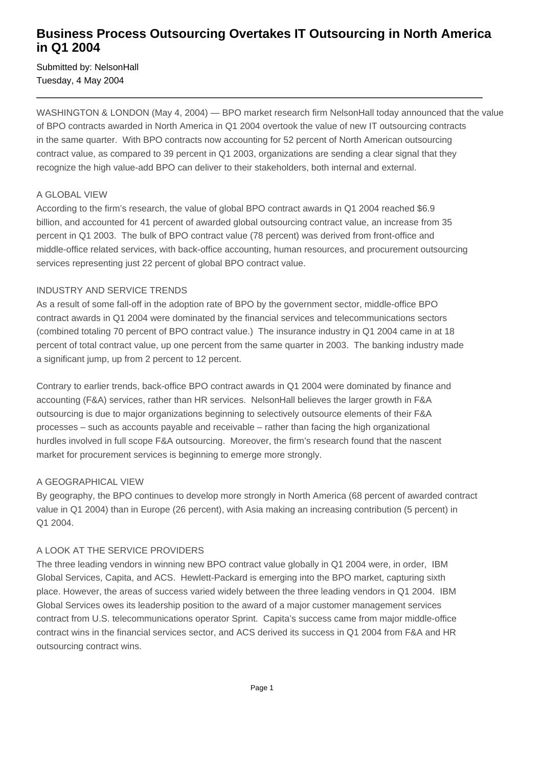# Business Process Outsourcing Overtakes IT Outsourcing in North America in Q1 2004

Submitted by: NelsonHall
Tuesday, 4 May 2004

---

WASHINGTON & LONDON (May 4, 2004) — BPO market research firm NelsonHall today announced that the value of BPO contracts awarded in North America in Q1 2004 overtook the value of new IT outsourcing contracts in the same quarter. With BPO contracts now accounting for 52 percent of North American outsourcing contract value, as compared to 39 percent in Q1 2003, organizations are sending a clear signal that they recognize the high value-add BPO can deliver to their stakeholders, both internal and external.

A GLOBAL VIEW
According to the firm's research, the value of global BPO contract awards in Q1 2004 reached $6.9 billion, and accounted for 41 percent of awarded global outsourcing contract value, an increase from 35 percent in Q1 2003. The bulk of BPO contract value (78 percent) was derived from front-office and middle-office related services, with back-office accounting, human resources, and procurement outsourcing services representing just 22 percent of global BPO contract value.

INDUSTRY AND SERVICE TRENDS
As a result of some fall-off in the adoption rate of BPO by the government sector, middle-office BPO contract awards in Q1 2004 were dominated by the financial services and telecommunications sectors (combined totaling 70 percent of BPO contract value.) The insurance industry in Q1 2004 came in at 18 percent of total contract value, up one percent from the same quarter in 2003. The banking industry made a significant jump, up from 2 percent to 12 percent.

Contrary to earlier trends, back-office BPO contract awards in Q1 2004 were dominated by finance and accounting (F&A) services, rather than HR services. NelsonHall believes the larger growth in F&A outsourcing is due to major organizations beginning to selectively outsource elements of their F&A processes – such as accounts payable and receivable – rather than facing the high organizational hurdles involved in full scope F&A outsourcing. Moreover, the firm's research found that the nascent market for procurement services is beginning to emerge more strongly.

A GEOGRAPHICAL VIEW
By geography, the BPO continues to develop more strongly in North America (68 percent of awarded contract value in Q1 2004) than in Europe (26 percent), with Asia making an increasing contribution (5 percent) in Q1 2004.

A LOOK AT THE SERVICE PROVIDERS
The three leading vendors in winning new BPO contract value globally in Q1 2004 were, in order, IBM Global Services, Capita, and ACS. Hewlett-Packard is emerging into the BPO market, capturing sixth place. However, the areas of success varied widely between the three leading vendors in Q1 2004. IBM Global Services owes its leadership position to the award of a major customer management services contract from U.S. telecommunications operator Sprint. Capita's success came from major middle-office contract wins in the financial services sector, and ACS derived its success in Q1 2004 from F&A and HR outsourcing contract wins.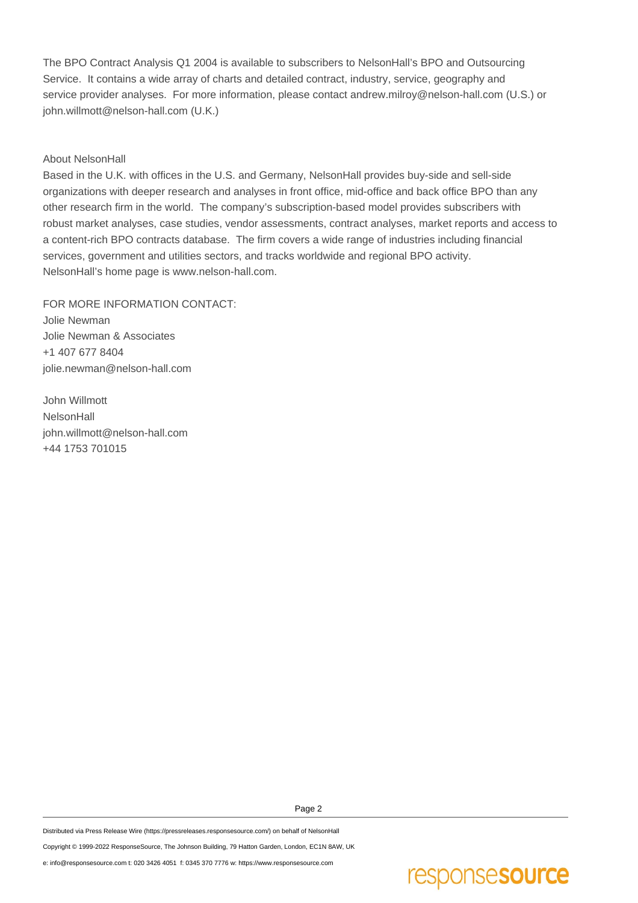The BPO Contract Analysis Q1 2004 is available to subscribers to NelsonHall's BPO and Outsourcing Service. It contains a wide array of charts and detailed contract, industry, service, geography and service provider analyses. For more information, please contact andrew.milroy@nelson-hall.com (U.S.) or john.willmott@nelson-hall.com (U.K.)

About NelsonHall

Based in the U.K. with offices in the U.S. and Germany, NelsonHall provides buy-side and sell-side organizations with deeper research and analyses in front office, mid-office and back office BPO than any other research firm in the world. The company's subscription-based model provides subscribers with robust market analyses, case studies, vendor assessments, contract analyses, market reports and access to a content-rich BPO contracts database. The firm covers a wide range of industries including financial services, government and utilities sectors, and tracks worldwide and regional BPO activity. NelsonHall's home page is www.nelson-hall.com.

FOR MORE INFORMATION CONTACT:
Jolie Newman
Jolie Newman & Associates
+1 407 677 8404
jolie.newman@nelson-hall.com

John Willmott
NelsonHall
john.willmott@nelson-hall.com
+44 1753 701015